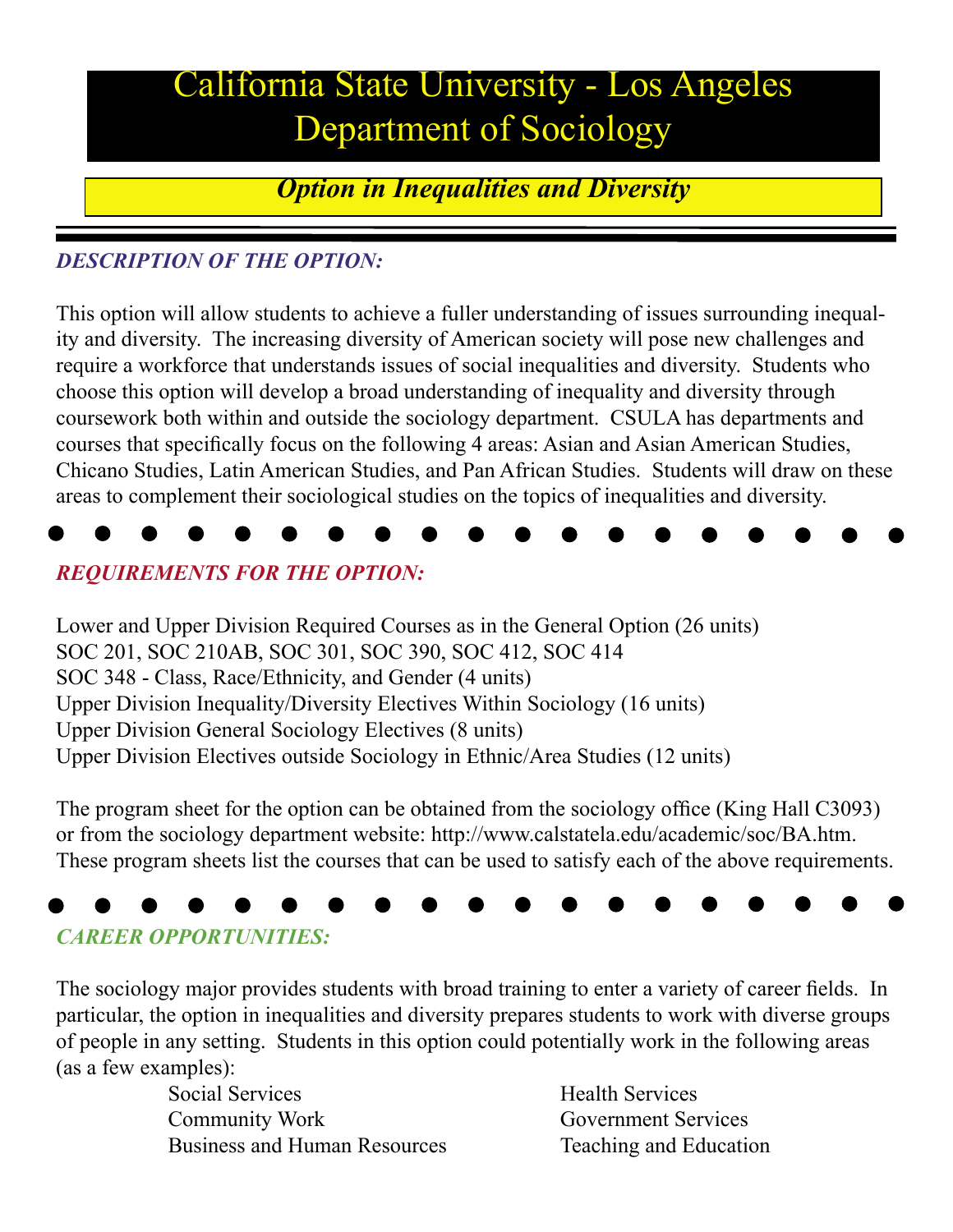# California State University - Los Angeles
# Department of Sociology

## *Option in Inequalities and Diversity*

### *DESCRIPTION OF THE OPTION:*

This option will allow students to achieve a fuller understanding of issues surrounding inequality and diversity. The increasing diversity of American society will pose new challenges and require a workforce that understands issues of social inequalities and diversity. Students who choose this option will develop a broad understanding of inequality and diversity through coursework both within and outside the sociology department. CSULA has departments and courses that specifically focus on the following 4 areas: Asian and Asian American Studies, Chicano Studies, Latin American Studies, and Pan African Studies. Students will draw on these areas to complement their sociological studies on the topics of inequalities and diversity.

### *REQUIREMENTS FOR THE OPTION:*

Lower and Upper Division Required Courses as in the General Option (26 units)
SOC 201, SOC 210AB, SOC 301, SOC 390, SOC 412, SOC 414
SOC 348 - Class, Race/Ethnicity, and Gender (4 units)
Upper Division Inequality/Diversity Electives Within Sociology (16 units)
Upper Division General Sociology Electives (8 units)
Upper Division Electives outside Sociology in Ethnic/Area Studies (12 units)

The program sheet for the option can be obtained from the sociology office (King Hall C3093) or from the sociology department website: http://www.calstatela.edu/academic/soc/BA.htm. These program sheets list the courses that can be used to satisfy each of the above requirements.

### *CAREER OPPORTUNITIES:*

The sociology major provides students with broad training to enter a variety of career fields. In particular, the option in inequalities and diversity prepares students to work with diverse groups of people in any setting. Students in this option could potentially work in the following areas (as a few examples):

- Social Services
- Community Work
- Business and Human Resources
- Health Services
- Government Services
- Teaching and Education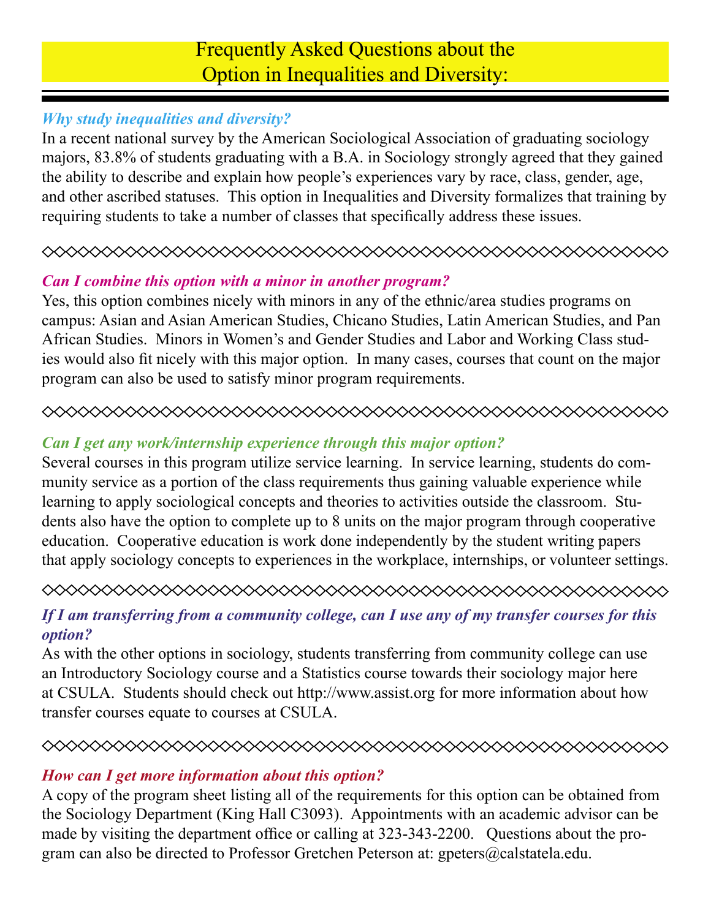# Frequently Asked Questions about the Option in Inequalities and Diversity:

### *Why study inequalities and diversity?*

In a recent national survey by the American Sociological Association of graduating sociology majors, 83.8% of students graduating with a B.A. in Sociology strongly agreed that they gained the ability to describe and explain how people's experiences vary by race, class, gender, age, and other ascribed statuses. This option in Inequalities and Diversity formalizes that training by requiring students to take a number of classes that specifically address these issues.

◇◇◇◇◇◇◇◇◇◇◇◇◇◇◇◇◇◇◇◇◇◇◇◇◇◇◇◇◇◇◇◇◇◇◇◇◇◇◇◇◇◇◇◇◇◇◇◇◇◇◇◇◇◇◇◇

### *Can I combine this option with a minor in another program?*

Yes, this option combines nicely with minors in any of the ethnic/area studies programs on campus: Asian and Asian American Studies, Chicano Studies, Latin American Studies, and Pan African Studies. Minors in Women's and Gender Studies and Labor and Working Class studies would also fit nicely with this major option. In many cases, courses that count on the major program can also be used to satisfy minor program requirements.

◇◇◇◇◇◇◇◇◇◇◇◇◇◇◇◇◇◇◇◇◇◇◇◇◇◇◇◇◇◇◇◇◇◇◇◇◇◇◇◇◇◇◇◇◇◇◇◇◇◇◇◇◇◇◇◇

### *Can I get any work/internship experience through this major option?*

Several courses in this program utilize service learning. In service learning, students do community service as a portion of the class requirements thus gaining valuable experience while learning to apply sociological concepts and theories to activities outside the classroom. Students also have the option to complete up to 8 units on the major program through cooperative education. Cooperative education is work done independently by the student writing papers that apply sociology concepts to experiences in the workplace, internships, or volunteer settings.

◇◇◇◇◇◇◇◇◇◇◇◇◇◇◇◇◇◇◇◇◇◇◇◇◇◇◇◇◇◇◇◇◇◇◇◇◇◇◇◇◇◇◇◇◇◇◇◇◇◇◇◇◇◇◇◇

### *If I am transferring from a community college, can I use any of my transfer courses for this option?*

As with the other options in sociology, students transferring from community college can use an Introductory Sociology course and a Statistics course towards their sociology major here at CSULA. Students should check out http://www.assist.org for more information about how transfer courses equate to courses at CSULA.

◇◇◇◇◇◇◇◇◇◇◇◇◇◇◇◇◇◇◇◇◇◇◇◇◇◇◇◇◇◇◇◇◇◇◇◇◇◇◇◇◇◇◇◇◇◇◇◇◇◇◇◇◇◇◇◇

### *How can I get more information about this option?*

A copy of the program sheet listing all of the requirements for this option can be obtained from the Sociology Department (King Hall C3093). Appointments with an academic advisor can be made by visiting the department office or calling at 323-343-2200. Questions about the program can also be directed to Professor Gretchen Peterson at: gpeters@calstatela.edu.